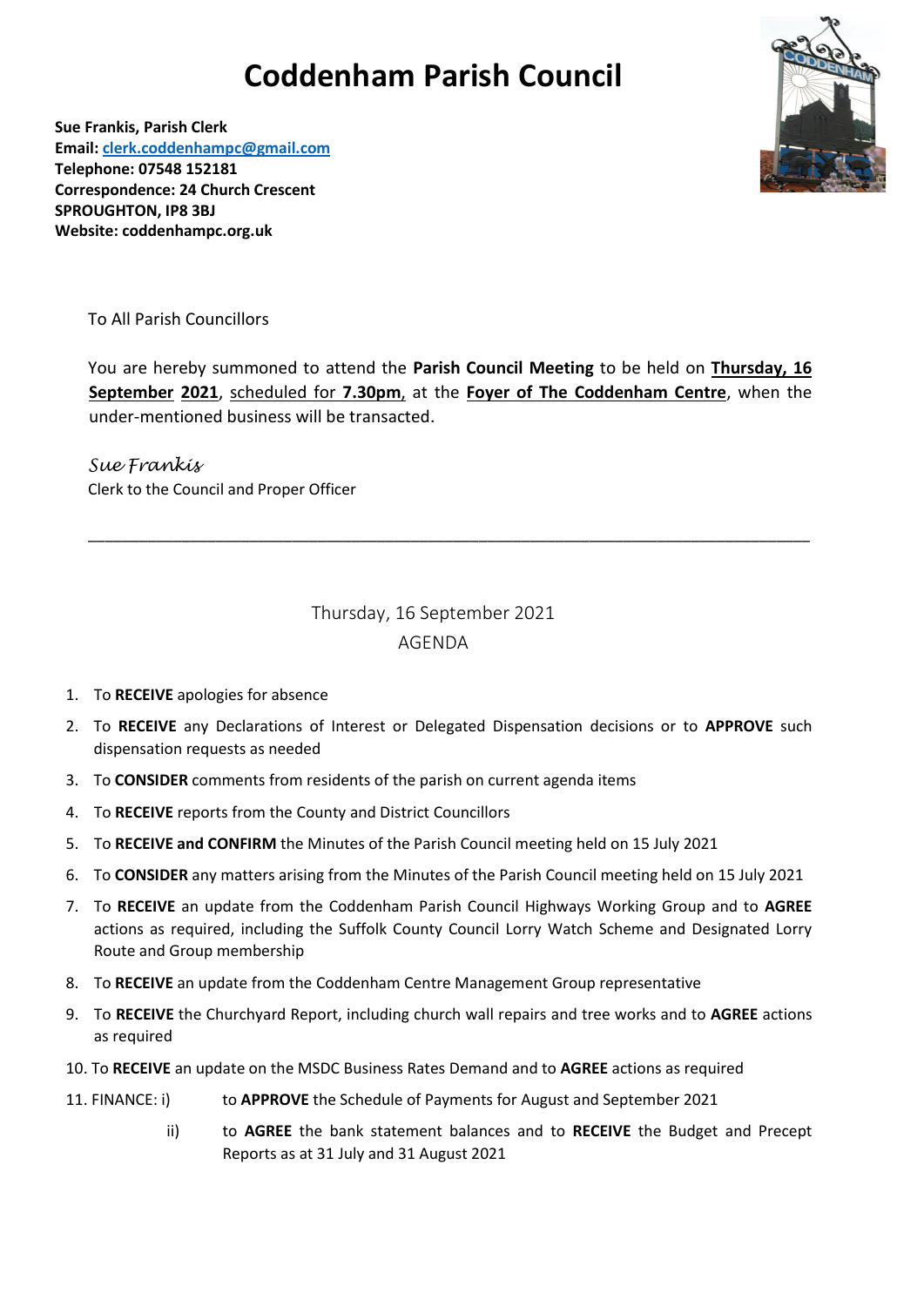# Coddenham Parish Council

**Sue Frankis, Parish Clerk**
**Email: clerk.coddenhampc@gmail.com**
**Telephone: 07548 152181**
**Correspondence: 24 Church Crescent**
**SPROUGHTON, IP8 3BJ**
**Website: coddenhampc.org.uk**

To All Parish Councillors

You are hereby summoned to attend the **Parish Council Meeting** to be held on **Thursday, 16 September 2021**, scheduled for **7.30pm**, at the **Foyer of The Coddenham Centre**, when the under-mentioned business will be transacted.

*Sue Frankis*
Clerk to the Council and Proper Officer

---

Thursday, 16 September 2021
AGENDA

1. To **RECEIVE** apologies for absence
2. To **RECEIVE** any Declarations of Interest or Delegated Dispensation decisions or to **APPROVE** such dispensation requests as needed
3. To **CONSIDER** comments from residents of the parish on current agenda items
4. To **RECEIVE** reports from the County and District Councillors
5. To **RECEIVE and CONFIRM** the Minutes of the Parish Council meeting held on 15 July 2021
6. To **CONSIDER** any matters arising from the Minutes of the Parish Council meeting held on 15 July 2021
7. To **RECEIVE** an update from the Coddenham Parish Council Highways Working Group and to **AGREE** actions as required, including the Suffolk County Council Lorry Watch Scheme and Designated Lorry Route and Group membership
8. To **RECEIVE** an update from the Coddenham Centre Management Group representative
9. To **RECEIVE** the Churchyard Report, including church wall repairs and tree works and to **AGREE** actions as required
10. To **RECEIVE** an update on the MSDC Business Rates Demand and to **AGREE** actions as required
11. FINANCE:
    i) to **APPROVE** the Schedule of Payments for August and September 2021
    ii) to **AGREE** the bank statement balances and to **RECEIVE** the Budget and Precept Reports as at 31 July and 31 August 2021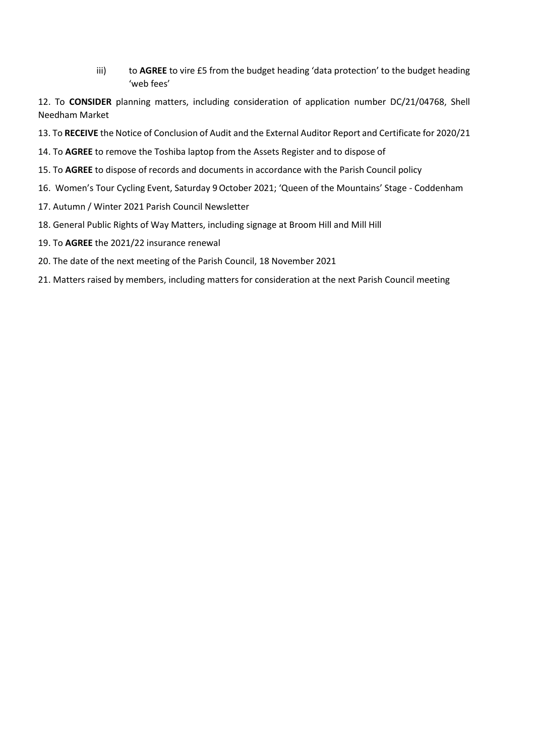iii) to **AGREE** to vire £5 from the budget heading 'data protection' to the budget heading 'web fees'

12. To **CONSIDER** planning matters, including consideration of application number DC/21/04768, Shell Needham Market

13. To **RECEIVE** the Notice of Conclusion of Audit and the External Auditor Report and Certificate for 2020/21

14. To **AGREE** to remove the Toshiba laptop from the Assets Register and to dispose of

15. To **AGREE** to dispose of records and documents in accordance with the Parish Council policy

16. Women's Tour Cycling Event, Saturday 9 October 2021; 'Queen of the Mountains' Stage - Coddenham

17. Autumn / Winter 2021 Parish Council Newsletter

18. General Public Rights of Way Matters, including signage at Broom Hill and Mill Hill

19. To **AGREE** the 2021/22 insurance renewal

20. The date of the next meeting of the Parish Council, 18 November 2021

21. Matters raised by members, including matters for consideration at the next Parish Council meeting